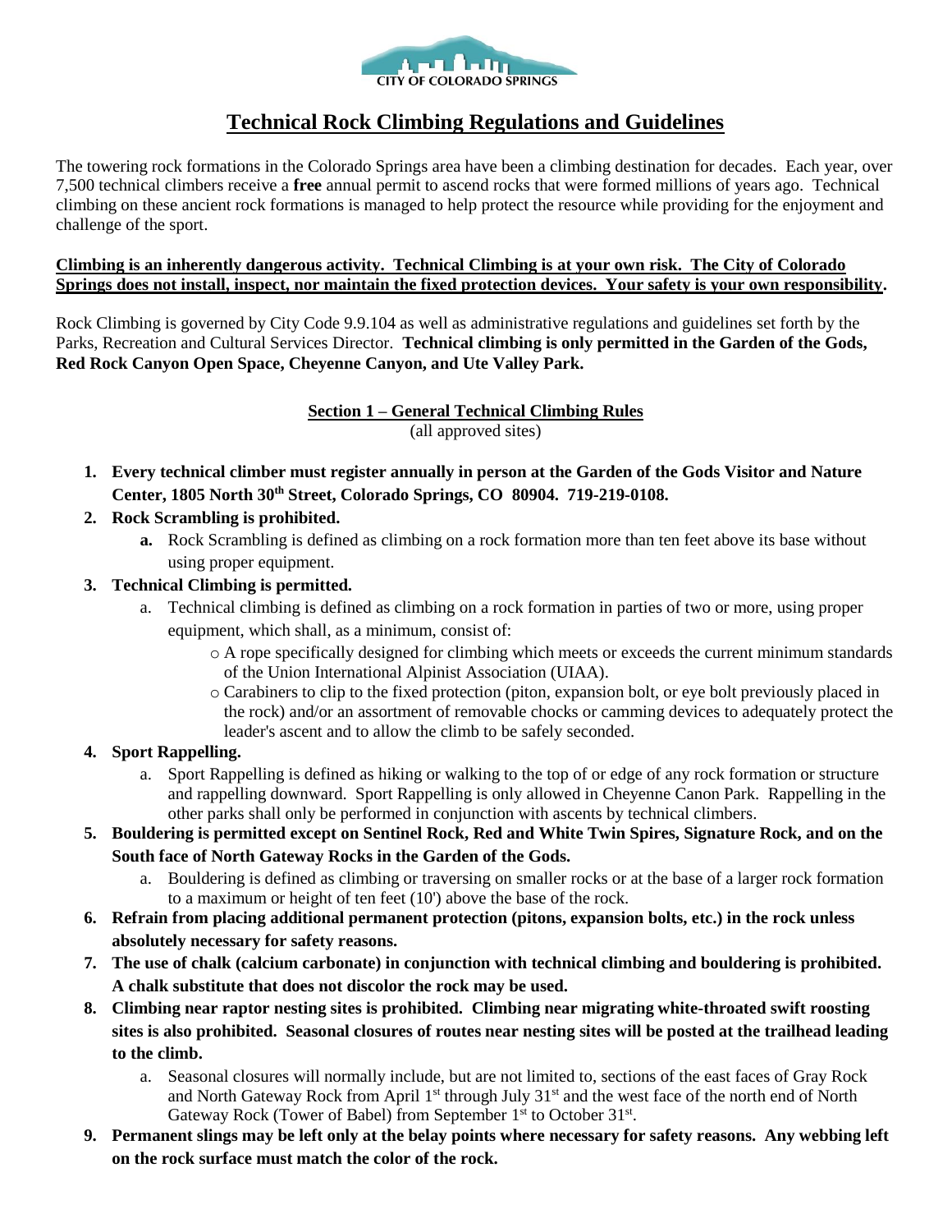CITY OF COLORADO SPRINGS

# Technical Rock Climbing Regulations and Guidelines

The towering rock formations in the Colorado Springs area have been a climbing destination for decades. Each year, over 7,500 technical climbers receive a **free** annual permit to ascend rocks that were formed millions of years ago. Technical climbing on these ancient rock formations is managed to help protect the resource while providing for the enjoyment and challenge of the sport.

**Climbing is an inherently dangerous activity. Technical Climbing is at your own risk. The City of Colorado Springs does not install, inspect, nor maintain the fixed protection devices. Your safety is your own responsibility.**

Rock Climbing is governed by City Code 9.9.104 as well as administrative regulations and guidelines set forth by the Parks, Recreation and Cultural Services Director. **Technical climbing is only permitted in the Garden of the Gods, Red Rock Canyon Open Space, Cheyenne Canyon, and Ute Valley Park.**

## Section 1 – General Technical Climbing Rules

(all approved sites)

1. **Every technical climber must register annually in person at the Garden of the Gods Visitor and Nature Center, 1805 North 30th Street, Colorado Springs, CO 80904. 719-219-0108.**
2. **Rock Scrambling is prohibited.**
   - **a.** Rock Scrambling is defined as climbing on a rock formation more than ten feet above its base without using proper equipment.
3. **Technical Climbing is permitted.**
   - a. Technical climbing is defined as climbing on a rock formation in parties of two or more, using proper equipment, which shall, as a minimum, consist of:
     - A rope specifically designed for climbing which meets or exceeds the current minimum standards of the Union International Alpinist Association (UIAA).
     - Carabiners to clip to the fixed protection (piton, expansion bolt, or eye bolt previously placed in the rock) and/or an assortment of removable chocks or camming devices to adequately protect the leader's ascent and to allow the climb to be safely seconded.
4. **Sport Rappelling.**
   - a. Sport Rappelling is defined as hiking or walking to the top of or edge of any rock formation or structure and rappelling downward. Sport Rappelling is only allowed in Cheyenne Canon Park. Rappelling in the other parks shall only be performed in conjunction with ascents by technical climbers.
5. **Bouldering is permitted except on Sentinel Rock, Red and White Twin Spires, Signature Rock, and on the South face of North Gateway Rocks in the Garden of the Gods.**
   - a. Bouldering is defined as climbing or traversing on smaller rocks or at the base of a larger rock formation to a maximum or height of ten feet (10') above the base of the rock.
6. **Refrain from placing additional permanent protection (pitons, expansion bolts, etc.) in the rock unless absolutely necessary for safety reasons.**
7. **The use of chalk (calcium carbonate) in conjunction with technical climbing and bouldering is prohibited. A chalk substitute that does not discolor the rock may be used.**
8. **Climbing near raptor nesting sites is prohibited. Climbing near migrating white-throated swift roosting sites is also prohibited. Seasonal closures of routes near nesting sites will be posted at the trailhead leading to the climb.**
   - a. Seasonal closures will normally include, but are not limited to, sections of the east faces of Gray Rock and North Gateway Rock from April 1st through July 31st and the west face of the north end of North Gateway Rock (Tower of Babel) from September 1st to October 31st.
9. **Permanent slings may be left only at the belay points where necessary for safety reasons. Any webbing left on the rock surface must match the color of the rock.**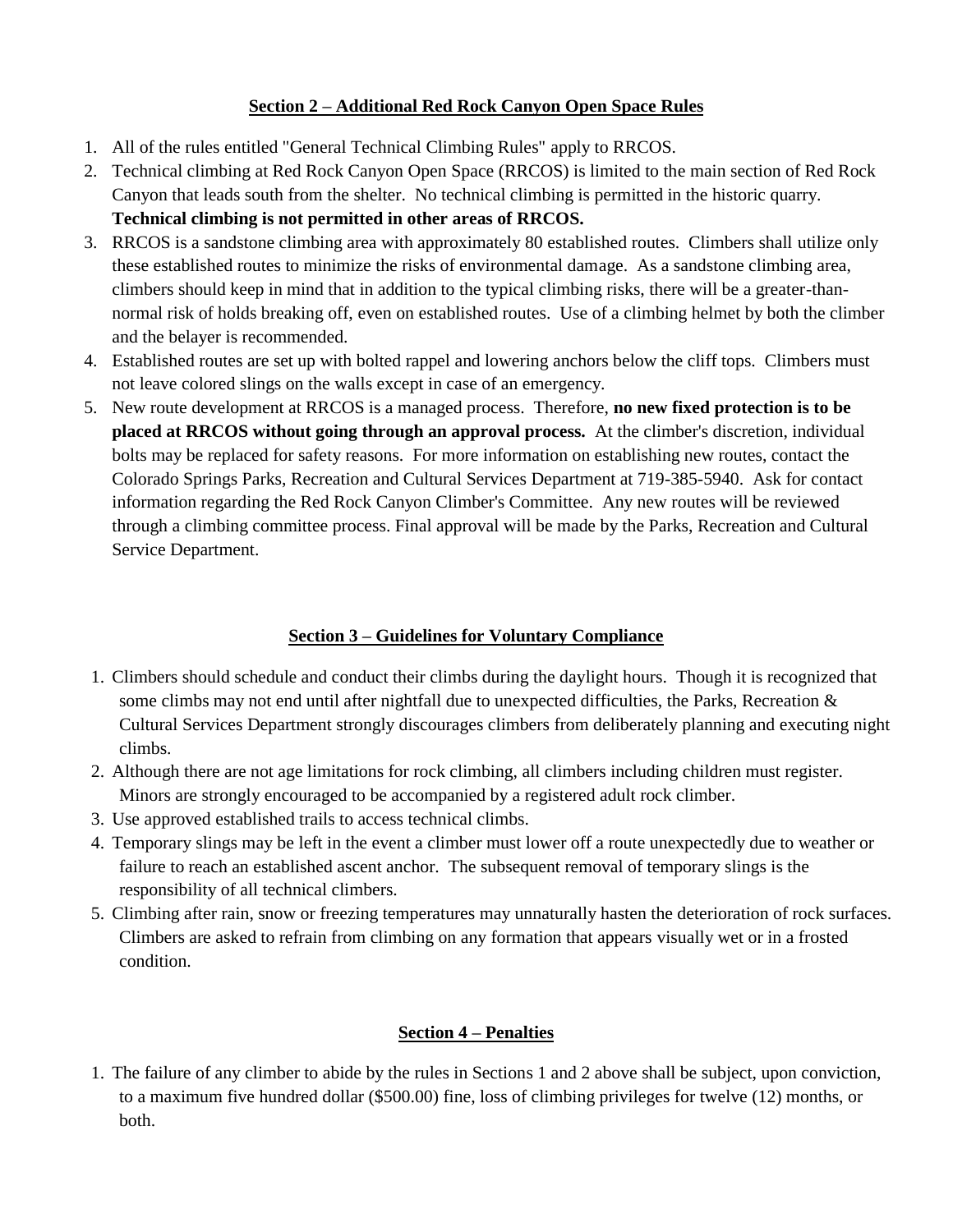## Section 2 – Additional Red Rock Canyon Open Space Rules

1. All of the rules entitled "General Technical Climbing Rules" apply to RRCOS.
2. Technical climbing at Red Rock Canyon Open Space (RRCOS) is limited to the main section of Red Rock Canyon that leads south from the shelter. No technical climbing is permitted in the historic quarry. **Technical climbing is not permitted in other areas of RRCOS.**
3. RRCOS is a sandstone climbing area with approximately 80 established routes. Climbers shall utilize only these established routes to minimize the risks of environmental damage. As a sandstone climbing area, climbers should keep in mind that in addition to the typical climbing risks, there will be a greater-than-normal risk of holds breaking off, even on established routes. Use of a climbing helmet by both the climber and the belayer is recommended.
4. Established routes are set up with bolted rappel and lowering anchors below the cliff tops. Climbers must not leave colored slings on the walls except in case of an emergency.
5. New route development at RRCOS is a managed process. Therefore, **no new fixed protection is to be placed at RRCOS without going through an approval process.** At the climber's discretion, individual bolts may be replaced for safety reasons. For more information on establishing new routes, contact the Colorado Springs Parks, Recreation and Cultural Services Department at 719-385-5940. Ask for contact information regarding the Red Rock Canyon Climber's Committee. Any new routes will be reviewed through a climbing committee process. Final approval will be made by the Parks, Recreation and Cultural Service Department.

## Section 3 – Guidelines for Voluntary Compliance

1. Climbers should schedule and conduct their climbs during the daylight hours. Though it is recognized that some climbs may not end until after nightfall due to unexpected difficulties, the Parks, Recreation & Cultural Services Department strongly discourages climbers from deliberately planning and executing night climbs.
2. Although there are not age limitations for rock climbing, all climbers including children must register. Minors are strongly encouraged to be accompanied by a registered adult rock climber.
3. Use approved established trails to access technical climbs.
4. Temporary slings may be left in the event a climber must lower off a route unexpectedly due to weather or failure to reach an established ascent anchor. The subsequent removal of temporary slings is the responsibility of all technical climbers.
5. Climbing after rain, snow or freezing temperatures may unnaturally hasten the deterioration of rock surfaces. Climbers are asked to refrain from climbing on any formation that appears visually wet or in a frosted condition.

## Section 4 – Penalties

1. The failure of any climber to abide by the rules in Sections 1 and 2 above shall be subject, upon conviction, to a maximum five hundred dollar ($500.00) fine, loss of climbing privileges for twelve (12) months, or both.